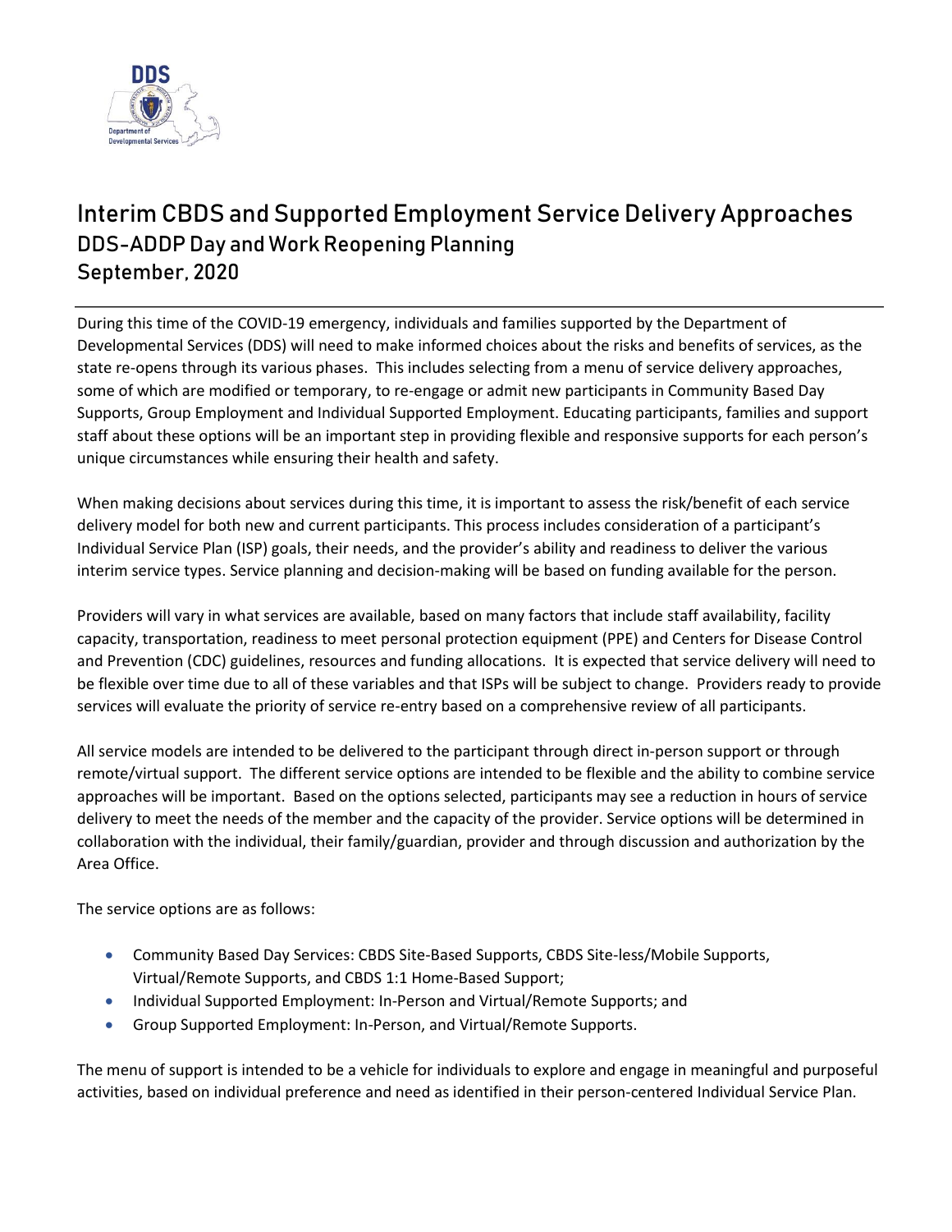# Interim CBDS and Supported Employment Service Delivery Approaches

## DDS-ADDP Day and Work Reopening Planning

## September, 2020

During this time of the COVID-19 emergency, individuals and families supported by the Department of Developmental Services (DDS) will need to make informed choices about the risks and benefits of services, as the state re-opens through its various phases. This includes selecting from a menu of service delivery approaches, some of which are modified or temporary, to re-engage or admit new participants in Community Based Day Supports, Group Employment and Individual Supported Employment. Educating participants, families and support staff about these options will be an important step in providing flexible and responsive supports for each person's unique circumstances while ensuring their health and safety.

When making decisions about services during this time, it is important to assess the risk/benefit of each service delivery model for both new and current participants. This process includes consideration of a participant's Individual Service Plan (ISP) goals, their needs, and the provider's ability and readiness to deliver the various interim service types. Service planning and decision-making will be based on funding available for the person.

Providers will vary in what services are available, based on many factors that include staff availability, facility capacity, transportation, readiness to meet personal protection equipment (PPE) and Centers for Disease Control and Prevention (CDC) guidelines, resources and funding allocations. It is expected that service delivery will need to be flexible over time due to all of these variables and that ISPs will be subject to change. Providers ready to provide services will evaluate the priority of service re-entry based on a comprehensive review of all participants.

All service models are intended to be delivered to the participant through direct in-person support or through remote/virtual support. The different service options are intended to be flexible and the ability to combine service approaches will be important. Based on the options selected, participants may see a reduction in hours of service delivery to meet the needs of the member and the capacity of the provider. Service options will be determined in collaboration with the individual, their family/guardian, provider and through discussion and authorization by the Area Office.

The service options are as follows:

- Community Based Day Services: CBDS Site-Based Supports, CBDS Site-less/Mobile Supports, Virtual/Remote Supports, and CBDS 1:1 Home-Based Support;
- Individual Supported Employment: In-Person and Virtual/Remote Supports; and
- Group Supported Employment: In-Person, and Virtual/Remote Supports.

The menu of support is intended to be a vehicle for individuals to explore and engage in meaningful and purposeful activities, based on individual preference and need as identified in their person-centered Individual Service Plan.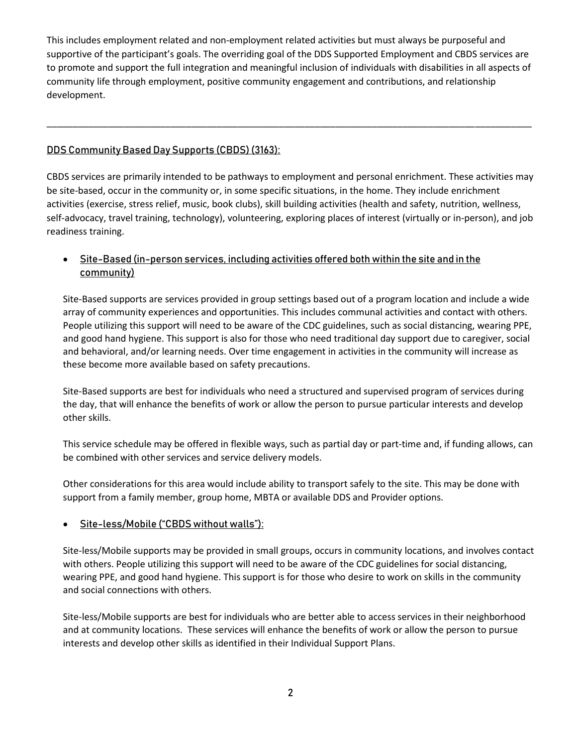This includes employment related and non-employment related activities but must always be purposeful and supportive of the participant's goals. The overriding goal of the DDS Supported Employment and CBDS services are to promote and support the full integration and meaningful inclusion of individuals with disabilities in all aspects of community life through employment, positive community engagement and contributions, and relationship development.

---

## DDS Community Based Day Supports (CBDS) (3163):

CBDS services are primarily intended to be pathways to employment and personal enrichment. These activities may be site-based, occur in the community or, in some specific situations, in the home. They include enrichment activities (exercise, stress relief, music, book clubs), skill building activities (health and safety, nutrition, wellness, self-advocacy, travel training, technology), volunteering, exploring places of interest (virtually or in-person), and job readiness training.

- Site-Based (in-person services, including activities offered both within the site and in the community)

  Site-Based supports are services provided in group settings based out of a program location and include a wide array of community experiences and opportunities. This includes communal activities and contact with others. People utilizing this support will need to be aware of the CDC guidelines, such as social distancing, wearing PPE, and good hand hygiene. This support is also for those who need traditional day support due to caregiver, social and behavioral, and/or learning needs. Over time engagement in activities in the community will increase as these become more available based on safety precautions.

  Site-Based supports are best for individuals who need a structured and supervised program of services during the day, that will enhance the benefits of work or allow the person to pursue particular interests and develop other skills.

  This service schedule may be offered in flexible ways, such as partial day or part-time and, if funding allows, can be combined with other services and service delivery models.

  Other considerations for this area would include ability to transport safely to the site. This may be done with support from a family member, group home, MBTA or available DDS and Provider options.

- Site-less/Mobile ("CBDS without walls"):

  Site-less/Mobile supports may be provided in small groups, occurs in community locations, and involves contact with others. People utilizing this support will need to be aware of the CDC guidelines for social distancing, wearing PPE, and good hand hygiene. This support is for those who desire to work on skills in the community and social connections with others.

  Site-less/Mobile supports are best for individuals who are better able to access services in their neighborhood and at community locations. These services will enhance the benefits of work or allow the person to pursue interests and develop other skills as identified in their Individual Support Plans.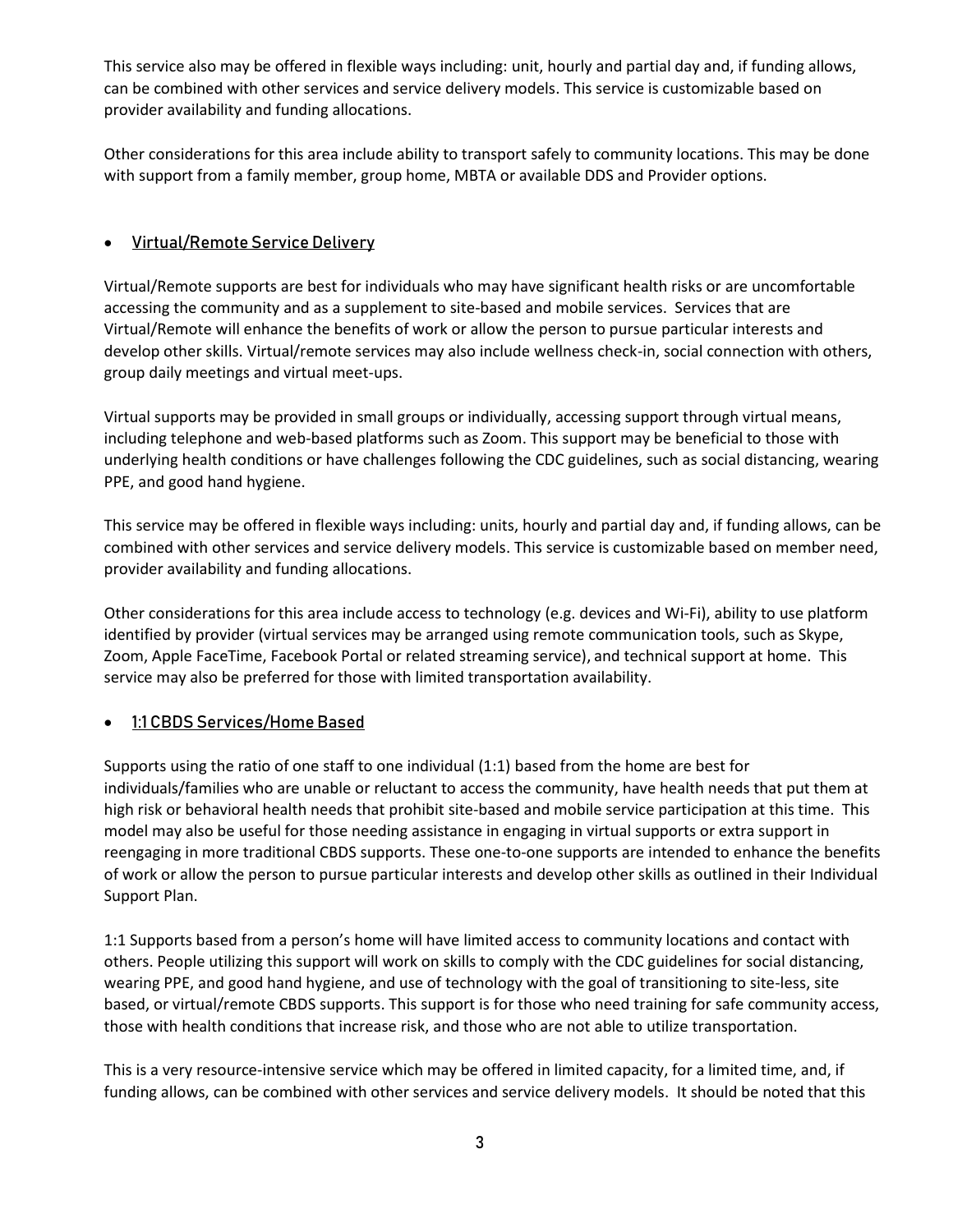This service also may be offered in flexible ways including: unit, hourly and partial day and, if funding allows, can be combined with other services and service delivery models. This service is customizable based on provider availability and funding allocations.

Other considerations for this area include ability to transport safely to community locations. This may be done with support from a family member, group home, MBTA or available DDS and Provider options.

- <u>Virtual/Remote Service Delivery</u>

Virtual/Remote supports are best for individuals who may have significant health risks or are uncomfortable accessing the community and as a supplement to site-based and mobile services. Services that are Virtual/Remote will enhance the benefits of work or allow the person to pursue particular interests and develop other skills. Virtual/remote services may also include wellness check-in, social connection with others, group daily meetings and virtual meet-ups.

Virtual supports may be provided in small groups or individually, accessing support through virtual means, including telephone and web-based platforms such as Zoom. This support may be beneficial to those with underlying health conditions or have challenges following the CDC guidelines, such as social distancing, wearing PPE, and good hand hygiene.

This service may be offered in flexible ways including: units, hourly and partial day and, if funding allows, can be combined with other services and service delivery models. This service is customizable based on member need, provider availability and funding allocations.

Other considerations for this area include access to technology (e.g. devices and Wi-Fi), ability to use platform identified by provider (virtual services may be arranged using remote communication tools, such as Skype, Zoom, Apple FaceTime, Facebook Portal or related streaming service), and technical support at home. This service may also be preferred for those with limited transportation availability.

- <u>1:1 CBDS Services/Home Based</u>

Supports using the ratio of one staff to one individual (1:1) based from the home are best for individuals/families who are unable or reluctant to access the community, have health needs that put them at high risk or behavioral health needs that prohibit site-based and mobile service participation at this time. This model may also be useful for those needing assistance in engaging in virtual supports or extra support in reengaging in more traditional CBDS supports. These one-to-one supports are intended to enhance the benefits of work or allow the person to pursue particular interests and develop other skills as outlined in their Individual Support Plan.

1:1 Supports based from a person's home will have limited access to community locations and contact with others. People utilizing this support will work on skills to comply with the CDC guidelines for social distancing, wearing PPE, and good hand hygiene, and use of technology with the goal of transitioning to site-less, site based, or virtual/remote CBDS supports. This support is for those who need training for safe community access, those with health conditions that increase risk, and those who are not able to utilize transportation.

This is a very resource-intensive service which may be offered in limited capacity, for a limited time, and, if funding allows, can be combined with other services and service delivery models. It should be noted that this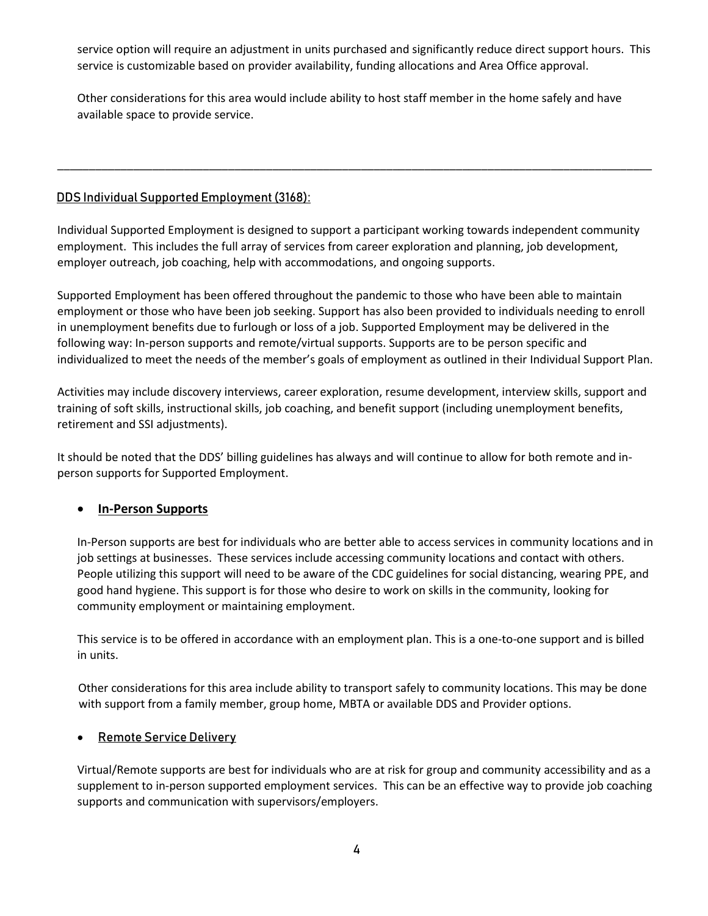service option will require an adjustment in units purchased and significantly reduce direct support hours. This service is customizable based on provider availability, funding allocations and Area Office approval.

Other considerations for this area would include ability to host staff member in the home safely and have available space to provide service.

---

## DDS Individual Supported Employment (3168):

Individual Supported Employment is designed to support a participant working towards independent community employment. This includes the full array of services from career exploration and planning, job development, employer outreach, job coaching, help with accommodations, and ongoing supports.

Supported Employment has been offered throughout the pandemic to those who have been able to maintain employment or those who have been job seeking. Support has also been provided to individuals needing to enroll in unemployment benefits due to furlough or loss of a job. Supported Employment may be delivered in the following way: In-person supports and remote/virtual supports. Supports are to be person specific and individualized to meet the needs of the member's goals of employment as outlined in their Individual Support Plan.

Activities may include discovery interviews, career exploration, resume development, interview skills, support and training of soft skills, instructional skills, job coaching, and benefit support (including unemployment benefits, retirement and SSI adjustments).

It should be noted that the DDS' billing guidelines has always and will continue to allow for both remote and in-person supports for Supported Employment.

- **In-Person Supports**

  In-Person supports are best for individuals who are better able to access services in community locations and in job settings at businesses. These services include accessing community locations and contact with others. People utilizing this support will need to be aware of the CDC guidelines for social distancing, wearing PPE, and good hand hygiene. This support is for those who desire to work on skills in the community, looking for community employment or maintaining employment.

  This service is to be offered in accordance with an employment plan. This is a one-to-one support and is billed in units.

  Other considerations for this area include ability to transport safely to community locations. This may be done with support from a family member, group home, MBTA or available DDS and Provider options.

- Remote Service Delivery

  Virtual/Remote supports are best for individuals who are at risk for group and community accessibility and as a supplement to in-person supported employment services. This can be an effective way to provide job coaching supports and communication with supervisors/employers.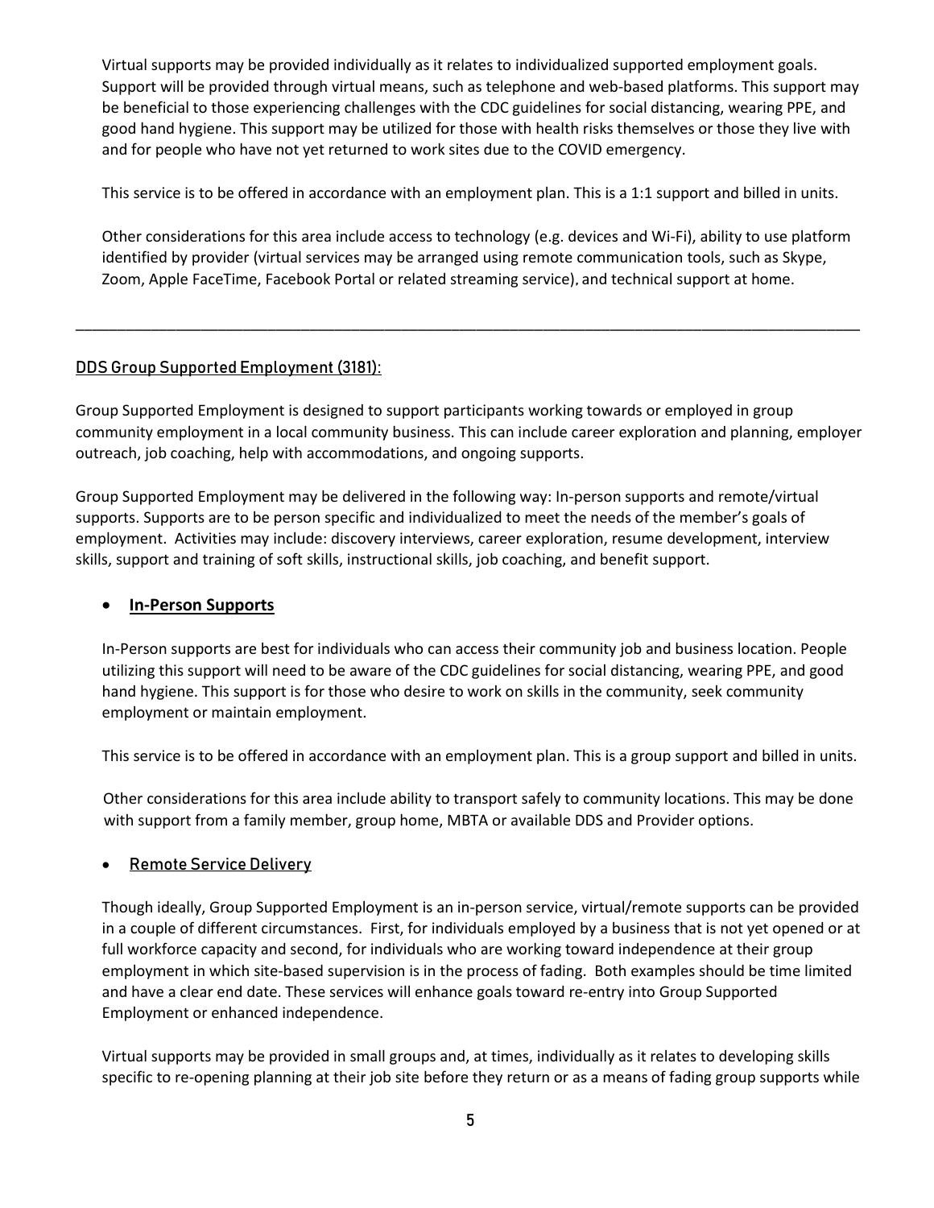Virtual supports may be provided individually as it relates to individualized supported employment goals. Support will be provided through virtual means, such as telephone and web-based platforms. This support may be beneficial to those experiencing challenges with the CDC guidelines for social distancing, wearing PPE, and good hand hygiene. This support may be utilized for those with health risks themselves or those they live with and for people who have not yet returned to work sites due to the COVID emergency.

This service is to be offered in accordance with an employment plan. This is a 1:1 support and billed in units.

Other considerations for this area include access to technology (e.g. devices and Wi-Fi), ability to use platform identified by provider (virtual services may be arranged using remote communication tools, such as Skype, Zoom, Apple FaceTime, Facebook Portal or related streaming service), and technical support at home.

---

## DDS Group Supported Employment (3181):

Group Supported Employment is designed to support participants working towards or employed in group community employment in a local community business. This can include career exploration and planning, employer outreach, job coaching, help with accommodations, and ongoing supports.

Group Supported Employment may be delivered in the following way: In-person supports and remote/virtual supports. Supports are to be person specific and individualized to meet the needs of the member's goals of employment. Activities may include: discovery interviews, career exploration, resume development, interview skills, support and training of soft skills, instructional skills, job coaching, and benefit support.

- **In-Person Supports**

  In-Person supports are best for individuals who can access their community job and business location. People utilizing this support will need to be aware of the CDC guidelines for social distancing, wearing PPE, and good hand hygiene. This support is for those who desire to work on skills in the community, seek community employment or maintain employment.

  This service is to be offered in accordance with an employment plan. This is a group support and billed in units.

  Other considerations for this area include ability to transport safely to community locations. This may be done with support from a family member, group home, MBTA or available DDS and Provider options.

- Remote Service Delivery

  Though ideally, Group Supported Employment is an in-person service, virtual/remote supports can be provided in a couple of different circumstances. First, for individuals employed by a business that is not yet opened or at full workforce capacity and second, for individuals who are working toward independence at their group employment in which site-based supervision is in the process of fading. Both examples should be time limited and have a clear end date. These services will enhance goals toward re-entry into Group Supported Employment or enhanced independence.

  Virtual supports may be provided in small groups and, at times, individually as it relates to developing skills specific to re-opening planning at their job site before they return or as a means of fading group supports while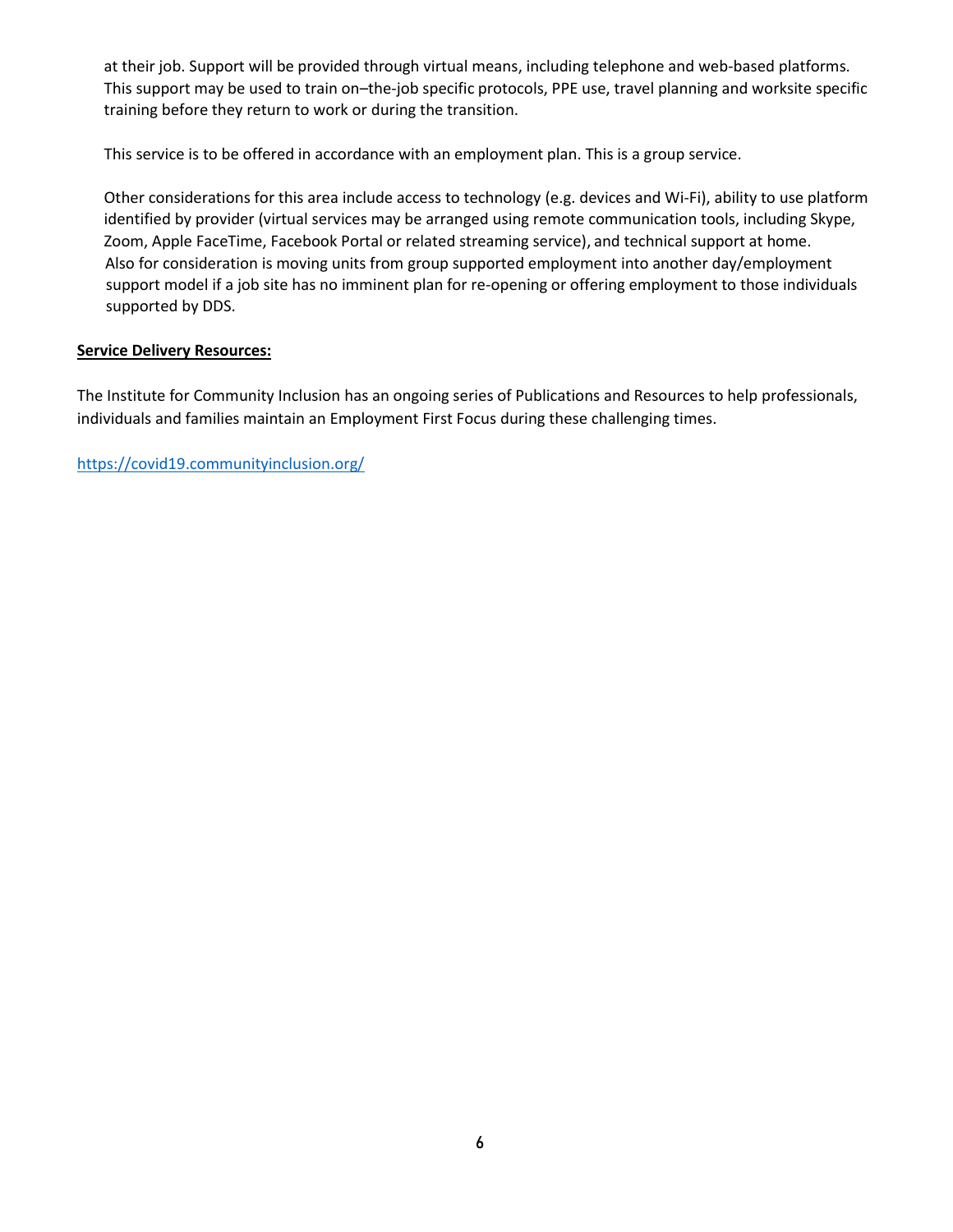at their job. Support will be provided through virtual means, including telephone and web-based platforms. This support may be used to train on–the-job specific protocols, PPE use, travel planning and worksite specific training before they return to work or during the transition.

This service is to be offered in accordance with an employment plan. This is a group service.

Other considerations for this area include access to technology (e.g. devices and Wi-Fi), ability to use platform identified by provider (virtual services may be arranged using remote communication tools, including Skype, Zoom, Apple FaceTime, Facebook Portal or related streaming service), and technical support at home. Also for consideration is moving units from group supported employment into another day/employment support model if a job site has no imminent plan for re-opening or offering employment to those individuals supported by DDS.

**Service Delivery Resources:**

The Institute for Community Inclusion has an ongoing series of Publications and Resources to help professionals, individuals and families maintain an Employment First Focus during these challenging times.

https://covid19.communityinclusion.org/